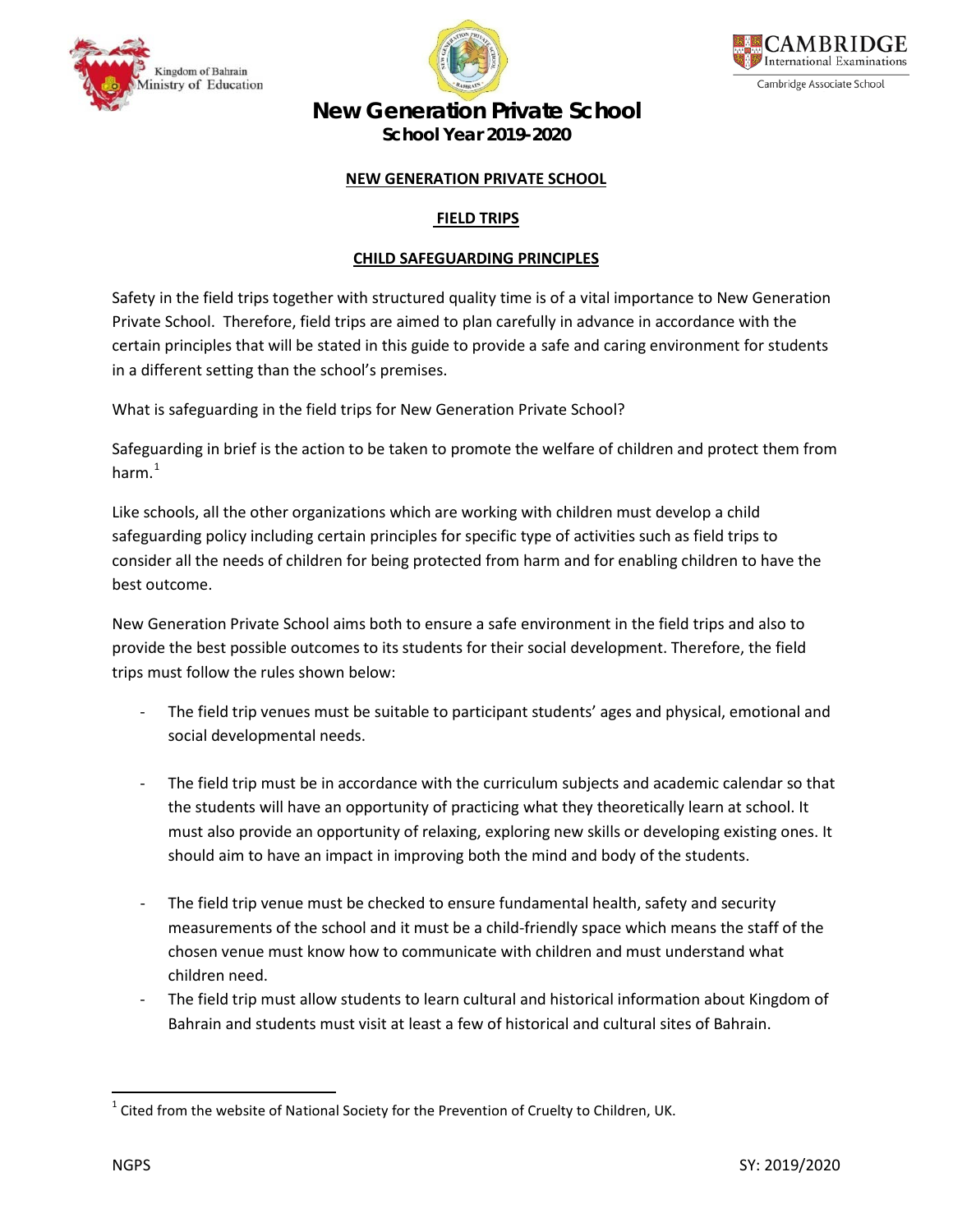# New Generation Private School

## School Year 2019-2020

**NEW GENERATION PRIVATE SCHOOL**

**FIELD TRIPS**

**CHILD SAFEGUARDING PRINCIPLES**

Safety in the field trips together with structured quality time is of a vital importance to New Generation Private School. Therefore, field trips are aimed to plan carefully in advance in accordance with the certain principles that will be stated in this guide to provide a safe and caring environment for students in a different setting than the school's premises.

What is safeguarding in the field trips for New Generation Private School?

Safeguarding in brief is the action to be taken to promote the welfare of children and protect them from harm.[1]

Like schools, all the other organizations which are working with children must develop a child safeguarding policy including certain principles for specific type of activities such as field trips to consider all the needs of children for being protected from harm and for enabling children to have the best outcome.

New Generation Private School aims both to ensure a safe environment in the field trips and also to provide the best possible outcomes to its students for their social development. Therefore, the field trips must follow the rules shown below:

- The field trip venues must be suitable to participant students' ages and physical, emotional and social developmental needs.
- The field trip must be in accordance with the curriculum subjects and academic calendar so that the students will have an opportunity of practicing what they theoretically learn at school. It must also provide an opportunity of relaxing, exploring new skills or developing existing ones. It should aim to have an impact in improving both the mind and body of the students.
- The field trip venue must be checked to ensure fundamental health, safety and security measurements of the school and it must be a child-friendly space which means the staff of the chosen venue must know how to communicate with children and must understand what children need.
- The field trip must allow students to learn cultural and historical information about Kingdom of Bahrain and students must visit at least a few of historical and cultural sites of Bahrain.

[1] Cited from the website of National Society for the Prevention of Cruelty to Children, UK.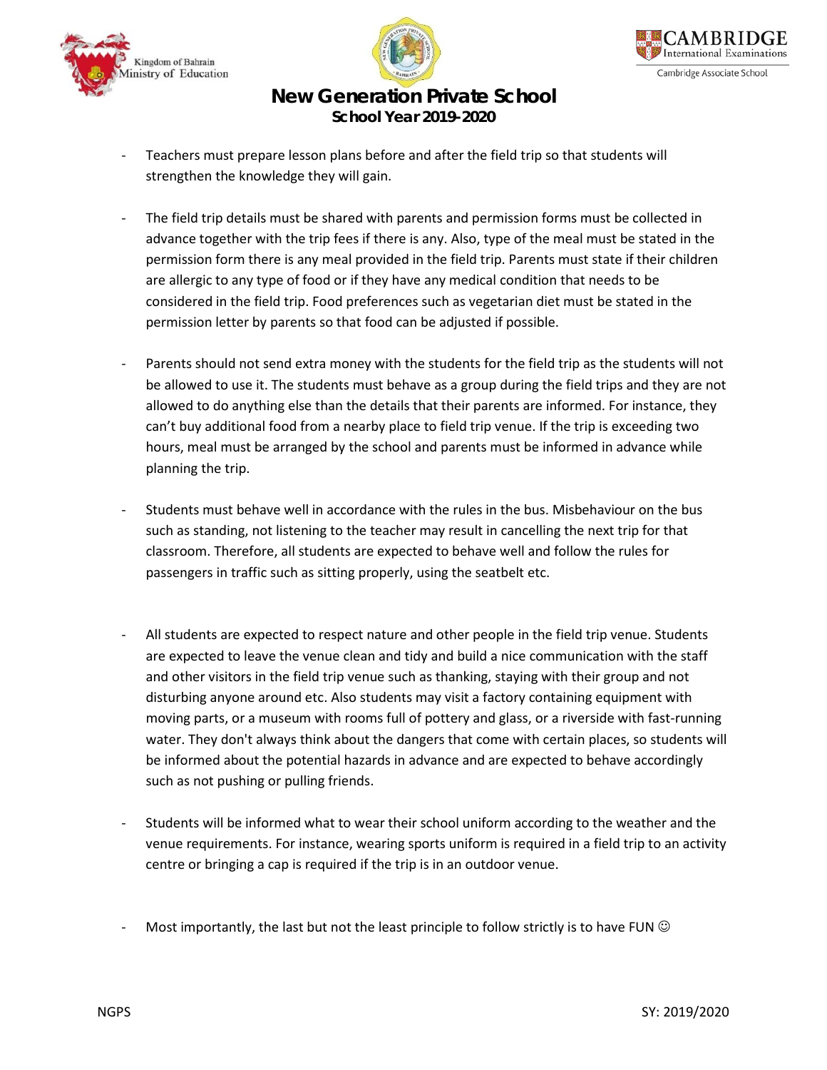- Teachers must prepare lesson plans before and after the field trip so that students will strengthen the knowledge they will gain.

- The field trip details must be shared with parents and permission forms must be collected in advance together with the trip fees if there is any. Also, type of the meal must be stated in the permission form there is any meal provided in the field trip. Parents must state if their children are allergic to any type of food or if they have any medical condition that needs to be considered in the field trip. Food preferences such as vegetarian diet must be stated in the permission letter by parents so that food can be adjusted if possible.

- Parents should not send extra money with the students for the field trip as the students will not be allowed to use it. The students must behave as a group during the field trips and they are not allowed to do anything else than the details that their parents are informed. For instance, they can't buy additional food from a nearby place to field trip venue. If the trip is exceeding two hours, meal must be arranged by the school and parents must be informed in advance while planning the trip.

- Students must behave well in accordance with the rules in the bus. Misbehaviour on the bus such as standing, not listening to the teacher may result in cancelling the next trip for that classroom. Therefore, all students are expected to behave well and follow the rules for passengers in traffic such as sitting properly, using the seatbelt etc.

- All students are expected to respect nature and other people in the field trip venue. Students are expected to leave the venue clean and tidy and build a nice communication with the staff and other visitors in the field trip venue such as thanking, staying with their group and not disturbing anyone around etc. Also students may visit a factory containing equipment with moving parts, or a museum with rooms full of pottery and glass, or a riverside with fast-running water. They don't always think about the dangers that come with certain places, so students will be informed about the potential hazards in advance and are expected to behave accordingly such as not pushing or pulling friends.

- Students will be informed what to wear their school uniform according to the weather and the venue requirements. For instance, wearing sports uniform is required in a field trip to an activity centre or bringing a cap is required if the trip is in an outdoor venue.

- Most importantly, the last but not the least principle to follow strictly is to have FUN ☺